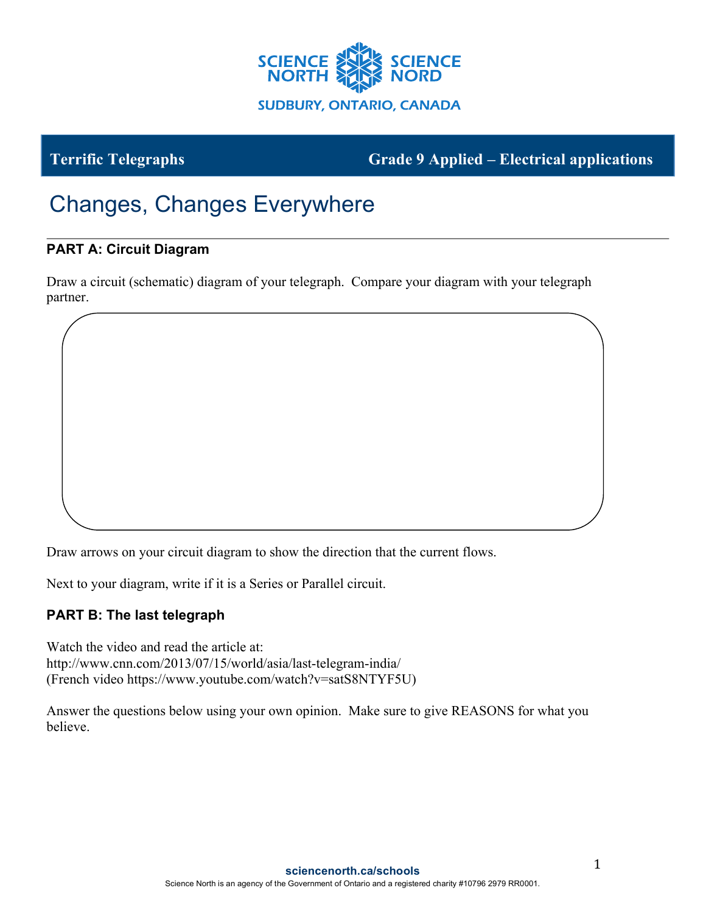SCIENCE NORTH SCIENCE NORD

SUDBURY, ONTARIO, CANADA

**Terrific Telegraphs** **Grade 9 Applied – Electrical applications**

# Changes, Changes Everywhere

## PART A: Circuit Diagram

Draw a circuit (schematic) diagram of your telegraph. Compare your diagram with your telegraph partner.

Draw arrows on your circuit diagram to show the direction that the current flows.

Next to your diagram, write if it is a Series or Parallel circuit.

## PART B: The last telegraph

Watch the video and read the article at:
http://www.cnn.com/2013/07/15/world/asia/last-telegram-india/
(French video https://www.youtube.com/watch?v=satS8NTYF5U)

Answer the questions below using your own opinion. Make sure to give REASONS for what you believe.

**sciencenorth.ca/schools**

Science North is an agency of the Government of Ontario and a registered charity #10796 2979 RR0001.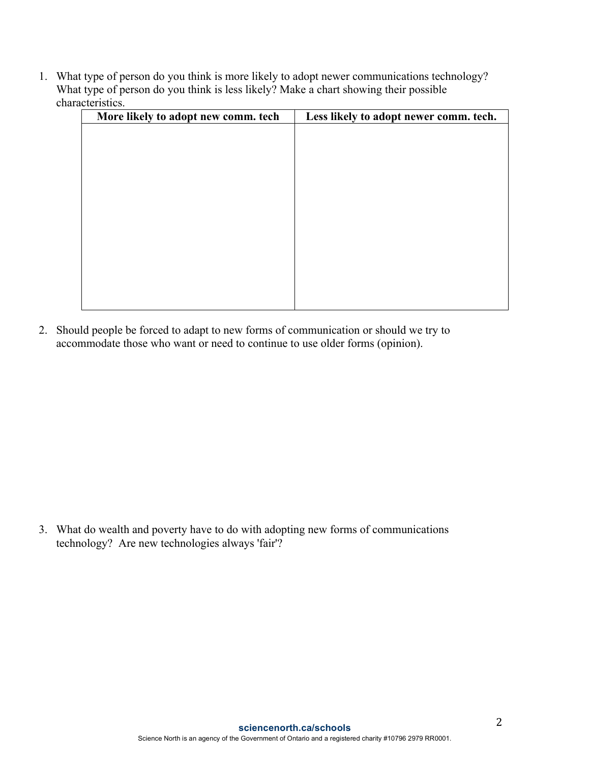1. What type of person do you think is more likely to adopt newer communications technology? What type of person do you think is less likely? Make a chart showing their possible characteristics.

| More likely to adopt new comm. tech | Less likely to adopt newer comm. tech. |
| --- | --- |
| | |

2. Should people be forced to adapt to new forms of communication or should we try to accommodate those who want or need to continue to use older forms (opinion).

3. What do wealth and poverty have to do with adopting new forms of communications technology? Are new technologies always 'fair'?

**sciencenorth.ca/schools**

Science North is an agency of the Government of Ontario and a registered charity #10796 2979 RR0001.